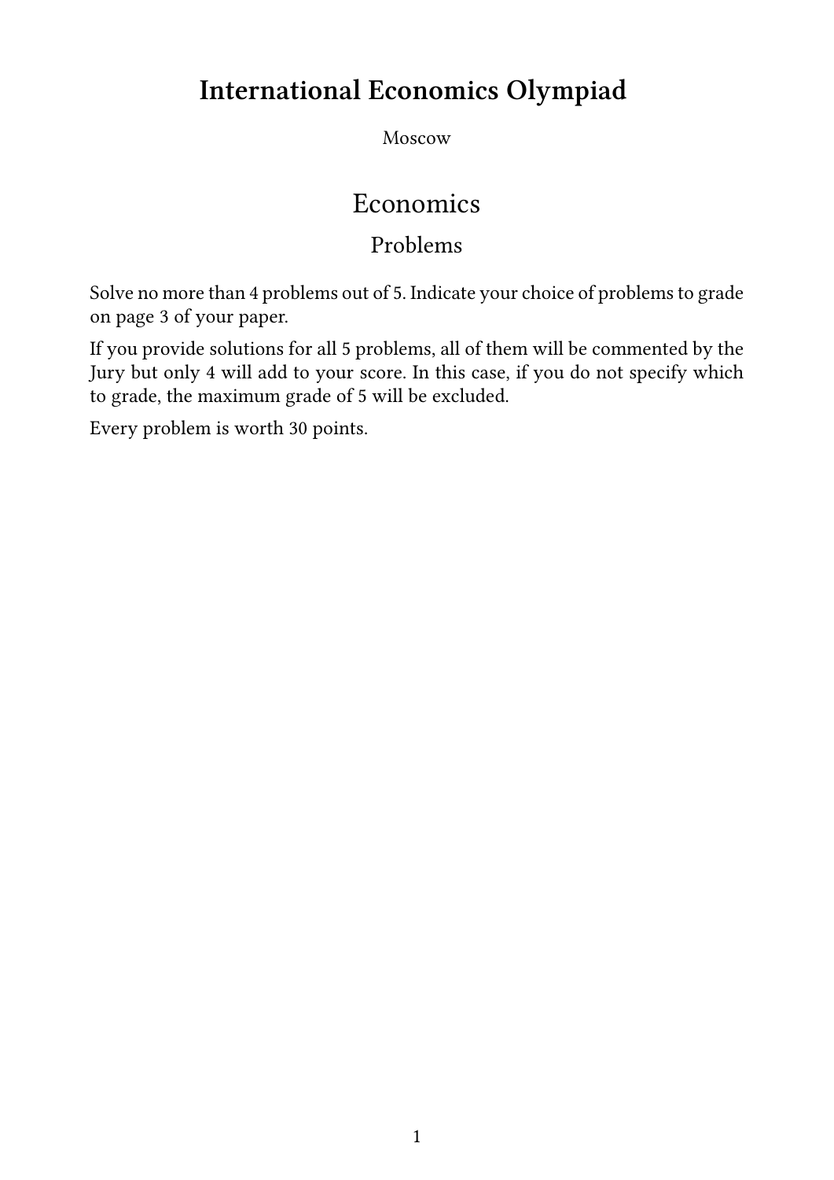# International Economics Olympiad

Moscow

## Economics

### Problems

Solve no more than 4 problems out of 5. Indicate your choice of problems to grade on page 3 of your paper.

If you provide solutions for all 5 problems, all of them will be commented by the Jury but only 4 will add to your score. In this case, if you do not specify which to grade, the maximum grade of 5 will be excluded.

Every problem is worth 30 points.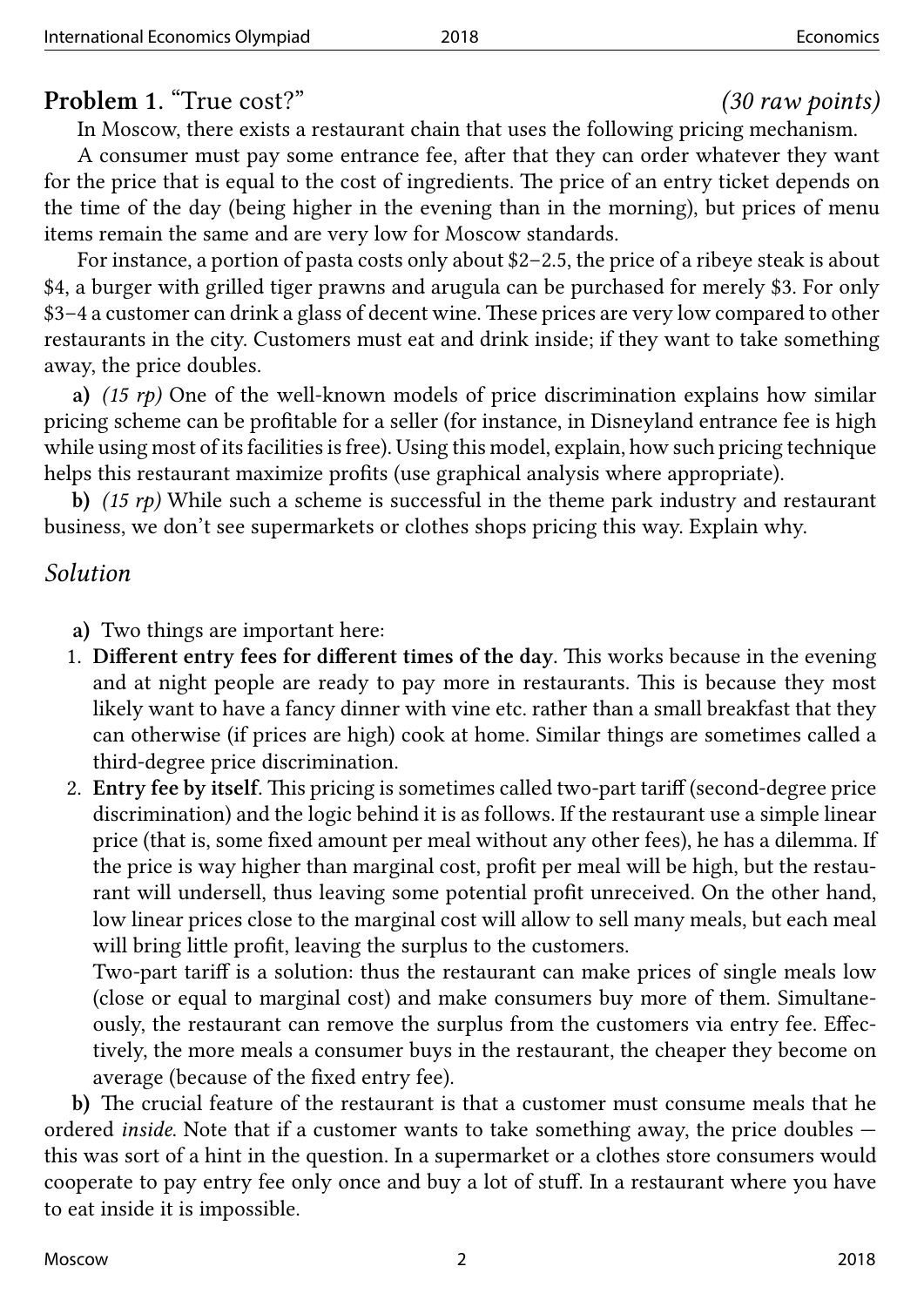## Problem 1. “True cost?” *(30 raw points)*

In Moscow, there exists a restaurant chain that uses the following pricing mechanism.

A consumer must pay some entrance fee, after that they can order whatever they want for the price that is equal to the cost of ingredients. The price of an entry ticket depends on the time of the day (being higher in the evening than in the morning), but prices of menu items remain the same and are very low for Moscow standards.

For instance, a portion of pasta costs only about \$2–2.5, the price of a ribeye steak is about \$4, a burger with grilled tiger prawns and arugula can be purchased for merely \$3. For only \$3–4 a customer can drink a glass of decent wine. These prices are very low compared to other restaurants in the city. Customers must eat and drink inside; if they want to take something away, the price doubles.

**a)** *(15 rp)* One of the well-known models of price discrimination explains how similar pricing scheme can be profitable for a seller (for instance, in Disneyland entrance fee is high while using most of its facilities is free). Using this model, explain, how such pricing technique helps this restaurant maximize profits (use graphical analysis where appropriate).

**b)** *(15 rp)* While such a scheme is successful in the theme park industry and restaurant business, we don't see supermarkets or clothes shops pricing this way. Explain why.

### *Solution*

**a)** Two things are important here:

1. **Different entry fees for different times of the day**. This works because in the evening and at night people are ready to pay more in restaurants. This is because they most likely want to have a fancy dinner with vine etc. rather than a small breakfast that they can otherwise (if prices are high) cook at home. Similar things are sometimes called a third-degree price discrimination.
2. **Entry fee by itself**. This pricing is sometimes called two-part tariff (second-degree price discrimination) and the logic behind it is as follows. If the restaurant use a simple linear price (that is, some fixed amount per meal without any other fees), he has a dilemma. If the price is way higher than marginal cost, profit per meal will be high, but the restaurant will undersell, thus leaving some potential profit unreceived. On the other hand, low linear prices close to the marginal cost will allow to sell many meals, but each meal will bring little profit, leaving the surplus to the customers.

   Two-part tariff is a solution: thus the restaurant can make prices of single meals low (close or equal to marginal cost) and make consumers buy more of them. Simultaneously, the restaurant can remove the surplus from the customers via entry fee. Effectively, the more meals a consumer buys in the restaurant, the cheaper they become on average (because of the fixed entry fee).

**b)** The crucial feature of the restaurant is that a customer must consume meals that he ordered *inside*. Note that if a customer wants to take something away, the price doubles — this was sort of a hint in the question. In a supermarket or a clothes store consumers would cooperate to pay entry fee only once and buy a lot of stuff. In a restaurant where you have to eat inside it is impossible.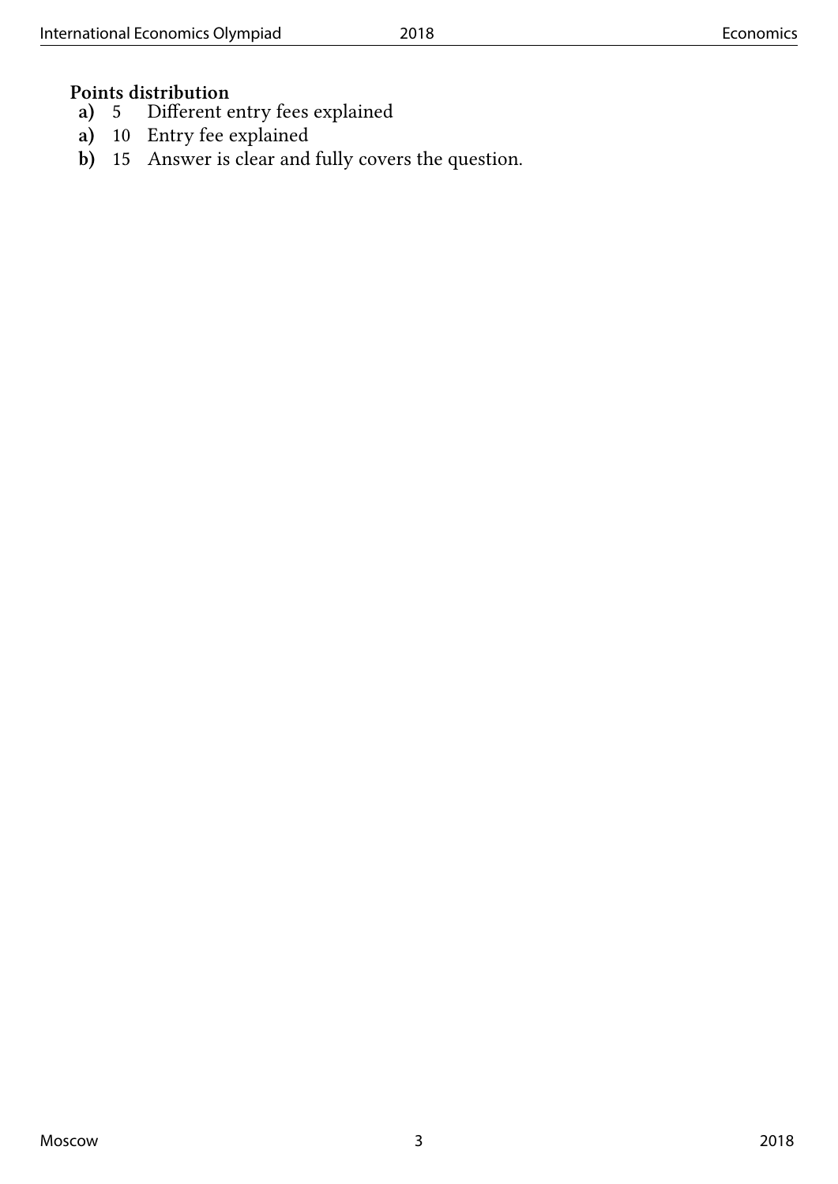**Points distribution**

- **a)** 5 Different entry fees explained
- **a)** 10 Entry fee explained
- **b)** 15 Answer is clear and fully covers the question.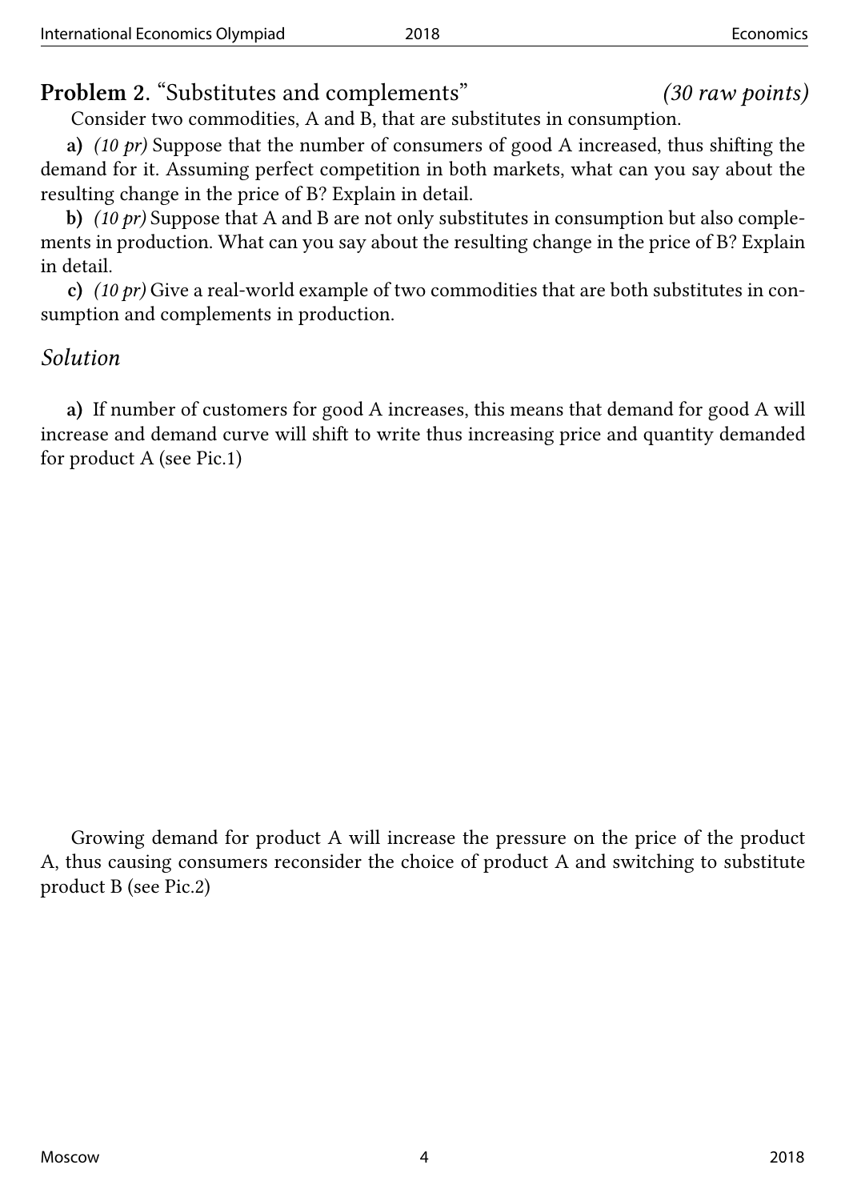## Problem 2. "Substitutes and complements" *(30 raw points)*

Consider two commodities, A and B, that are substitutes in consumption.

**a)** *(10 pr)* Suppose that the number of consumers of good A increased, thus shifting the demand for it. Assuming perfect competition in both markets, what can you say about the resulting change in the price of B? Explain in detail.

**b)** *(10 pr)* Suppose that A and B are not only substitutes in consumption but also complements in production. What can you say about the resulting change in the price of B? Explain in detail.

**c)** *(10 pr)* Give a real-world example of two commodities that are both substitutes in consumption and complements in production.

### *Solution*

**a)** If number of customers for good A increases, this means that demand for good A will increase and demand curve will shift to write thus increasing price and quantity demanded for product A (see Pic.1)

Growing demand for product A will increase the pressure on the price of the product A, thus causing consumers reconsider the choice of product A and switching to substitute product B (see Pic.2)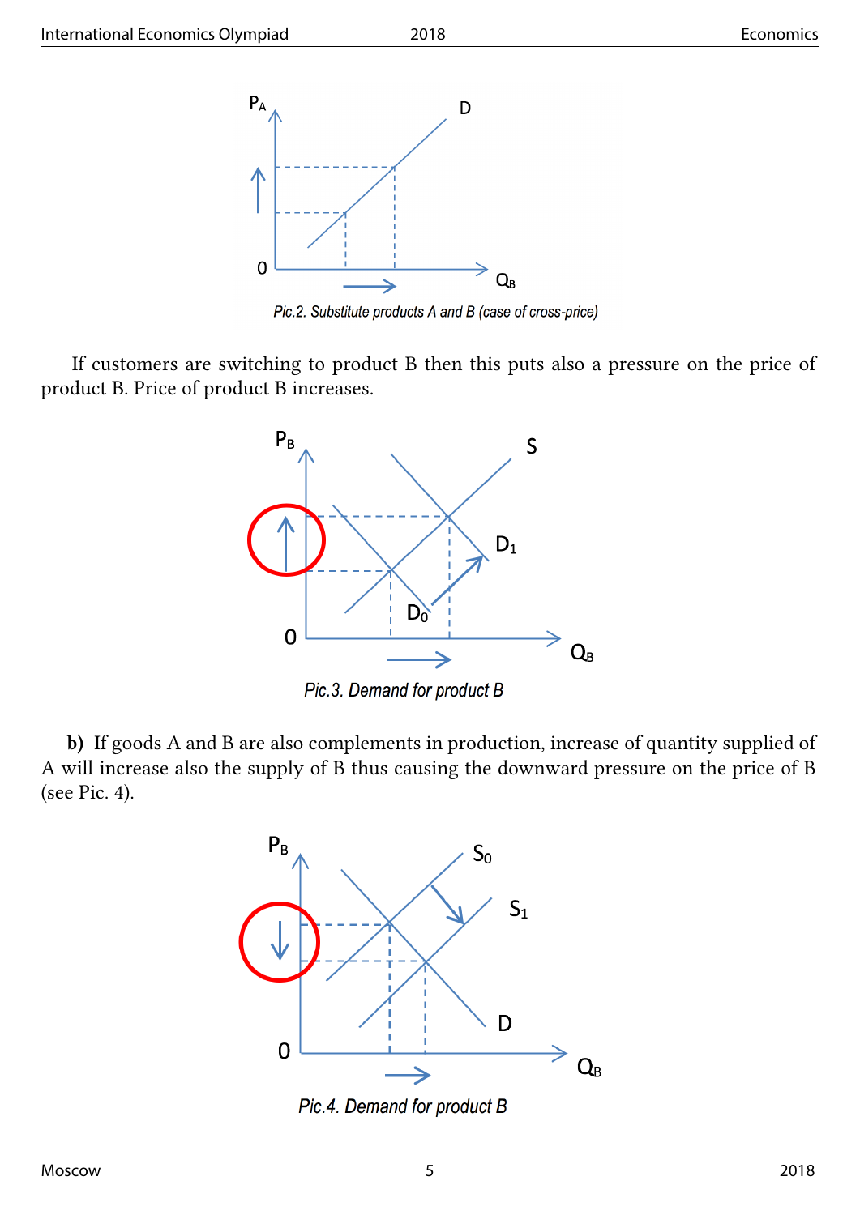Pic.2. Substitute products A and B (case of cross-price)

If customers are switching to product B then this puts also a pressure on the price of product B. Price of product B increases.

Pic.3. Demand for product B

**b)** If goods A and B are also complements in production, increase of quantity supplied of A will increase also the supply of B thus causing the downward pressure on the price of B (see Pic. 4).

Pic.4. Demand for product B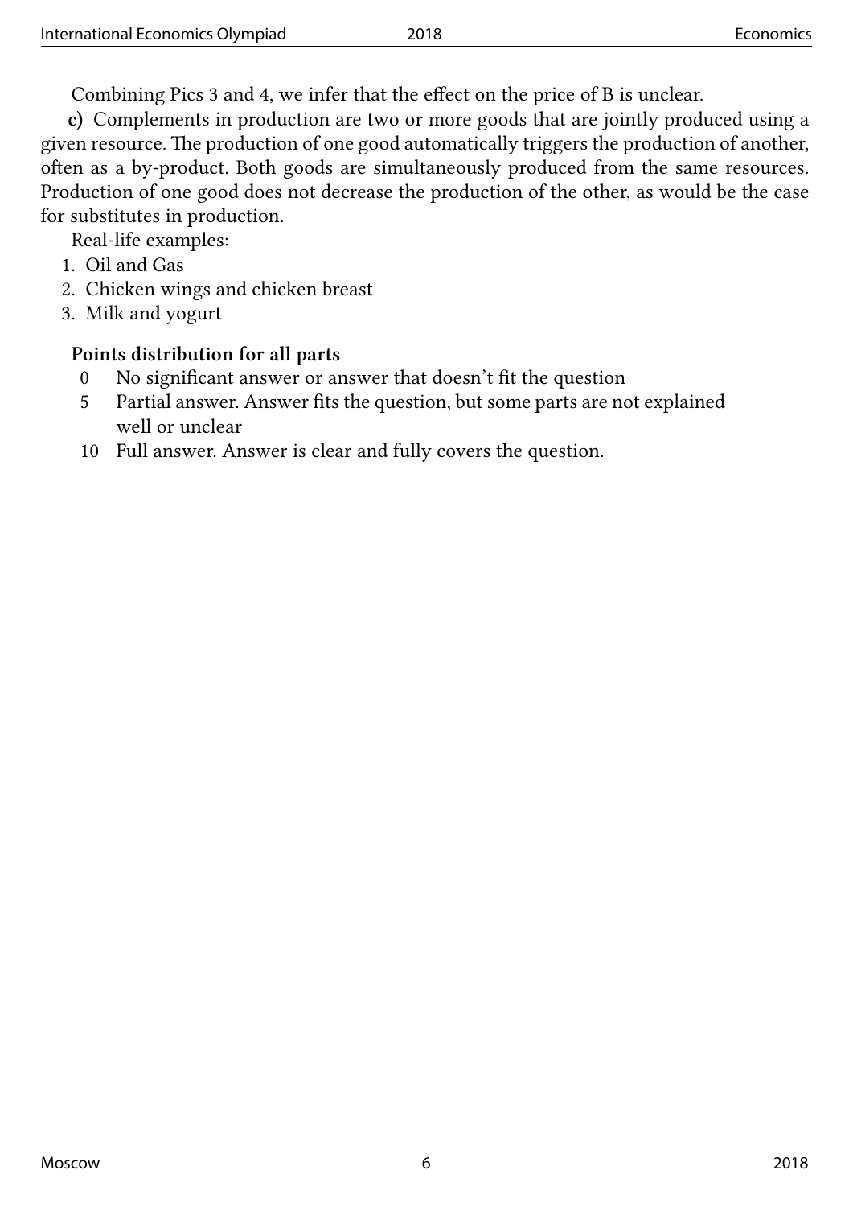Combining Pics 3 and 4, we infer that the effect on the price of B is unclear.

**c)** Complements in production are two or more goods that are jointly produced using a given resource. The production of one good automatically triggers the production of another, often as a by-product. Both goods are simultaneously produced from the same resources. Production of one good does not decrease the production of the other, as would be the case for substitutes in production.

Real-life examples:

1. Oil and Gas
2. Chicken wings and chicken breast
3. Milk and yogurt

**Points distribution for all parts**

- 0 No significant answer or answer that doesn't fit the question
- 5 Partial answer. Answer fits the question, but some parts are not explained well or unclear
- 10 Full answer. Answer is clear and fully covers the question.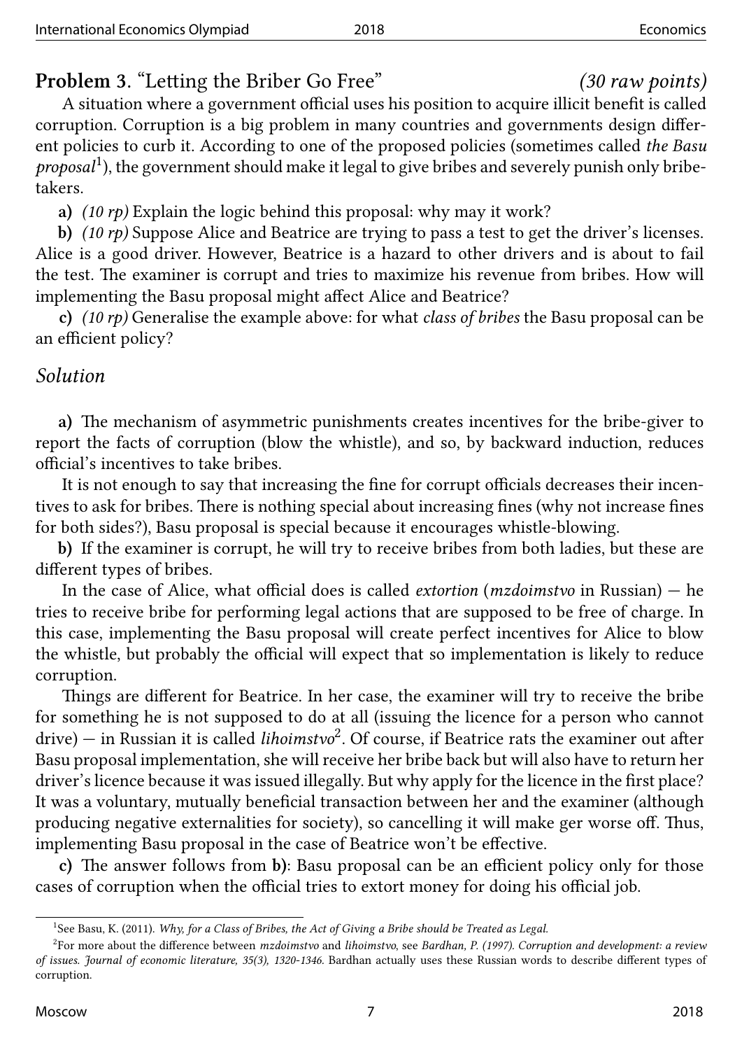**Problem 3.** "Letting the Briber Go Free" *(30 raw points)*

A situation where a government official uses his position to acquire illicit benefit is called corruption. Corruption is a big problem in many countries and governments design different policies to curb it. According to one of the proposed policies (sometimes called *the Basu proposal*[1]), the government should make it legal to give bribes and severely punish only bribe-takers.

**a)** *(10 rp)* Explain the logic behind this proposal: why may it work?

**b)** *(10 rp)* Suppose Alice and Beatrice are trying to pass a test to get the driver's licenses. Alice is a good driver. However, Beatrice is a hazard to other drivers and is about to fail the test. The examiner is corrupt and tries to maximize his revenue from bribes. How will implementing the Basu proposal might affect Alice and Beatrice?

**c)** *(10 rp)* Generalise the example above: for what *class of bribes* the Basu proposal can be an efficient policy?

## *Solution*

**a)** The mechanism of asymmetric punishments creates incentives for the bribe-giver to report the facts of corruption (blow the whistle), and so, by backward induction, reduces official's incentives to take bribes.

It is not enough to say that increasing the fine for corrupt officials decreases their incentives to ask for bribes. There is nothing special about increasing fines (why not increase fines for both sides?), Basu proposal is special because it encourages whistle-blowing.

**b)** If the examiner is corrupt, he will try to receive bribes from both ladies, but these are different types of bribes.

In the case of Alice, what official does is called *extortion* (*mzdoimstvo* in Russian) — he tries to receive bribe for performing legal actions that are supposed to be free of charge. In this case, implementing the Basu proposal will create perfect incentives for Alice to blow the whistle, but probably the official will expect that so implementation is likely to reduce corruption.

Things are different for Beatrice. In her case, the examiner will try to receive the bribe for something he is not supposed to do at all (issuing the licence for a person who cannot drive) — in Russian it is called *lihoimstvo*[2]. Of course, if Beatrice rats the examiner out after Basu proposal implementation, she will receive her bribe back but will also have to return her driver's licence because it was issued illegally. But why apply for the licence in the first place? It was a voluntary, mutually beneficial transaction between her and the examiner (although producing negative externalities for society), so cancelling it will make ger worse off. Thus, implementing Basu proposal in the case of Beatrice won't be effective.

**c)** The answer follows from **b)**: Basu proposal can be an efficient policy only for those cases of corruption when the official tries to extort money for doing his official job.

---

[1] See Basu, K. (2011). *Why, for a Class of Bribes, the Act of Giving a Bribe should be Treated as Legal.*

[2] For more about the difference between *mzdoimstvo* and *lihoimstvo*, see *Bardhan, P. (1997). Corruption and development: a review of issues. Journal of economic literature, 35(3), 1320-1346.* Bardhan actually uses these Russian words to describe different types of corruption.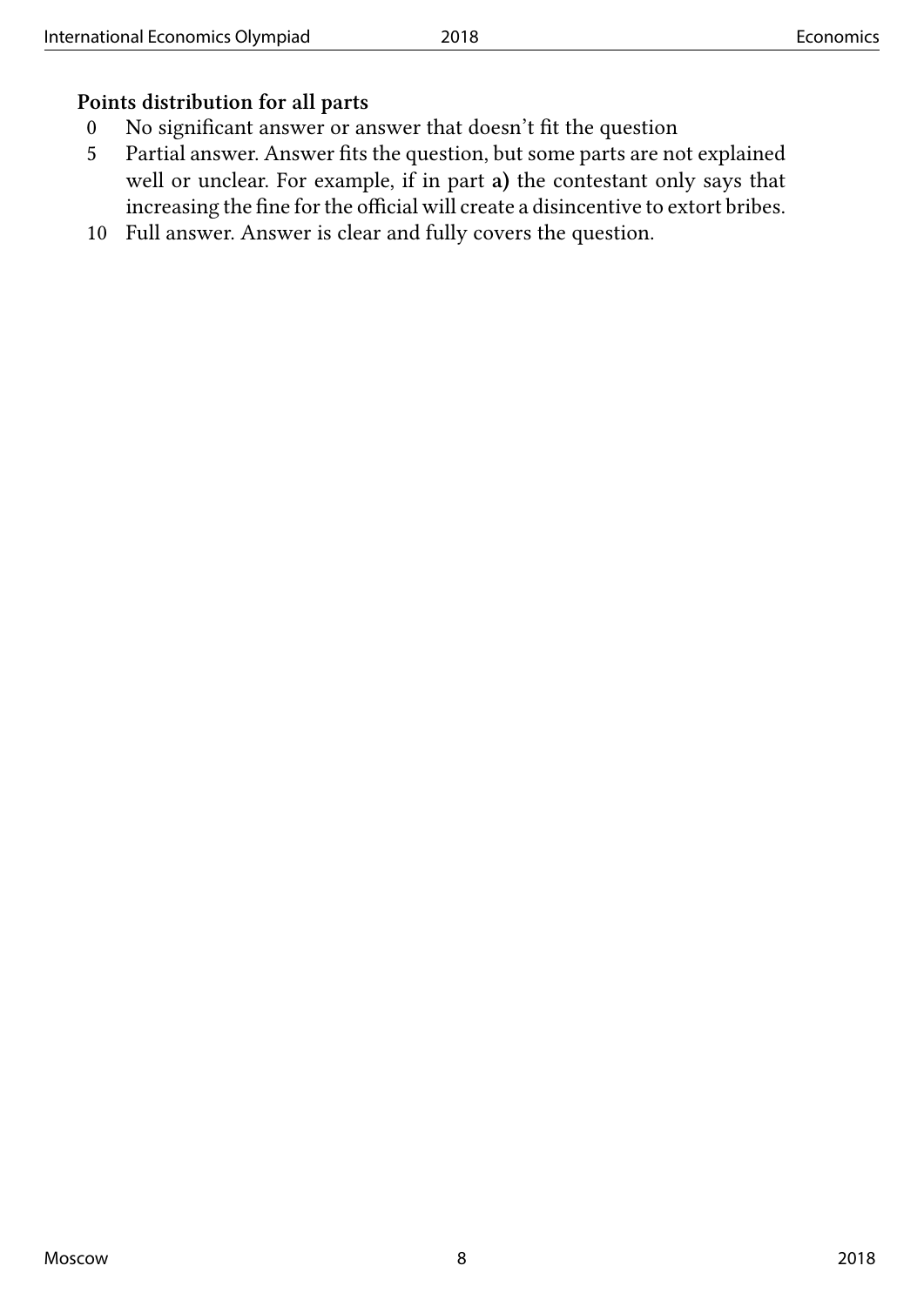**Points distribution for all parts**

0 No significant answer or answer that doesn't fit the question

5 Partial answer. Answer fits the question, but some parts are not explained well or unclear. For example, if in part **a)** the contestant only says that increasing the fine for the official will create a disincentive to extort bribes.

10 Full answer. Answer is clear and fully covers the question.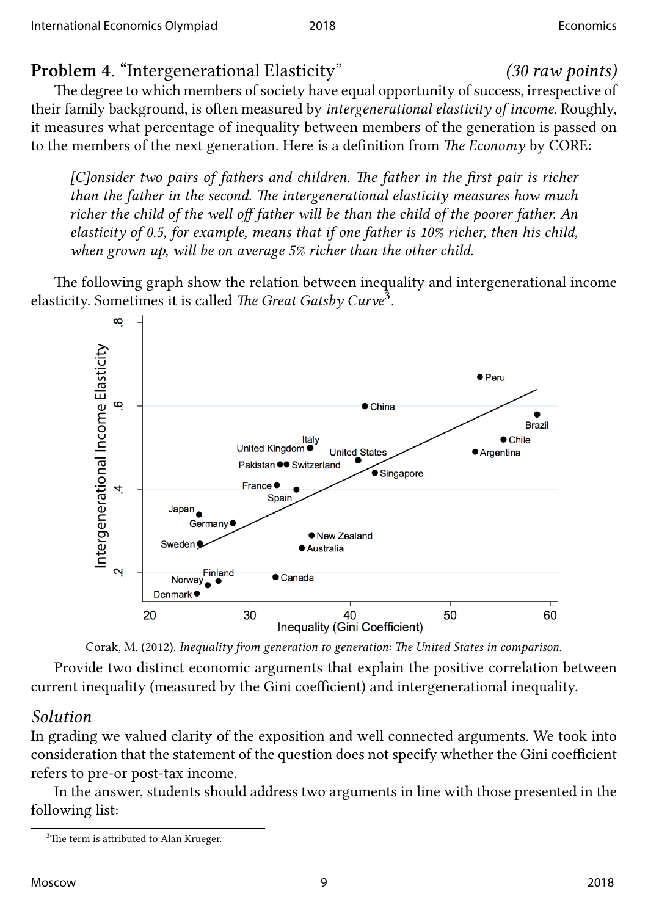## Problem 4. "Intergenerational Elasticity" *(30 raw points)*

The degree to which members of society have equal opportunity of success, irrespective of their family background, is often measured by *intergenerational elasticity of income*. Roughly, it measures what percentage of inequality between members of the generation is passed on to the members of the next generation. Here is a definition from *The Economy* by CORE:

> *[C]onsider two pairs of fathers and children. The father in the first pair is richer than the father in the second. The intergenerational elasticity measures how much richer the child of the well off father will be than the child of the poorer father. An elasticity of 0.5, for example, means that if one father is 10% richer, then his child, when grown up, will be on average 5% richer than the other child.*

The following graph show the relation between inequality and intergenerational income elasticity. Sometimes it is called *The Great Gatsby Curve*[3].

Corak, M. (2012). *Inequality from generation to generation: The United States in comparison.*

Provide two distinct economic arguments that explain the positive correlation between current inequality (measured by the Gini coefficient) and intergenerational inequality.

### *Solution*

In grading we valued clarity of the exposition and well connected arguments. We took into consideration that the statement of the question does not specify whether the Gini coefficient refers to pre-or post-tax income.

In the answer, students should address two arguments in line with those presented in the following list:

[3] The term is attributed to Alan Krueger.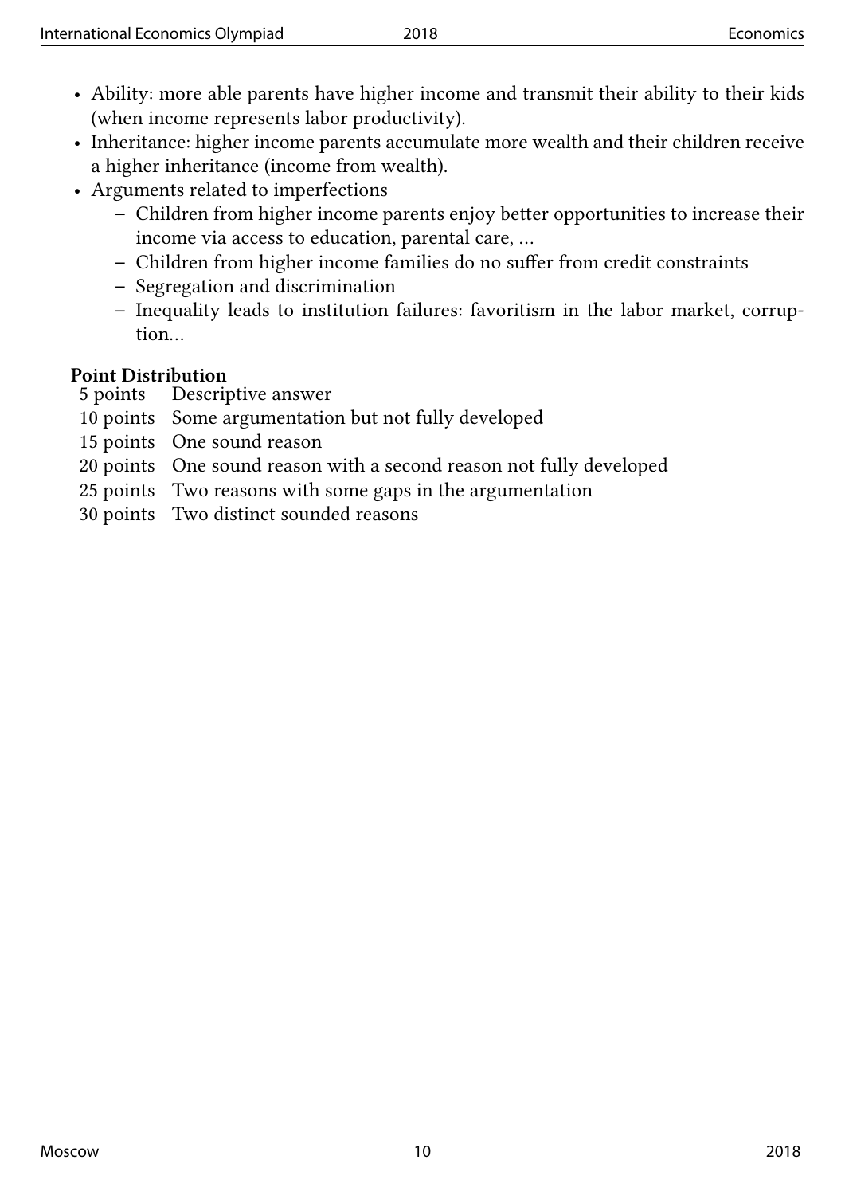- Ability: more able parents have higher income and transmit their ability to their kids (when income represents labor productivity).
- Inheritance: higher income parents accumulate more wealth and their children receive a higher inheritance (income from wealth).
- Arguments related to imperfections
  - Children from higher income parents enjoy better opportunities to increase their income via access to education, parental care, ...
  - Children from higher income families do no suffer from credit constraints
  - Segregation and discrimination
  - Inequality leads to institution failures: favoritism in the labor market, corruption...

**Point Distribution**

| | |
|---|---|
| 5 points | Descriptive answer |
| 10 points | Some argumentation but not fully developed |
| 15 points | One sound reason |
| 20 points | One sound reason with a second reason not fully developed |
| 25 points | Two reasons with some gaps in the argumentation |
| 30 points | Two distinct sounded reasons |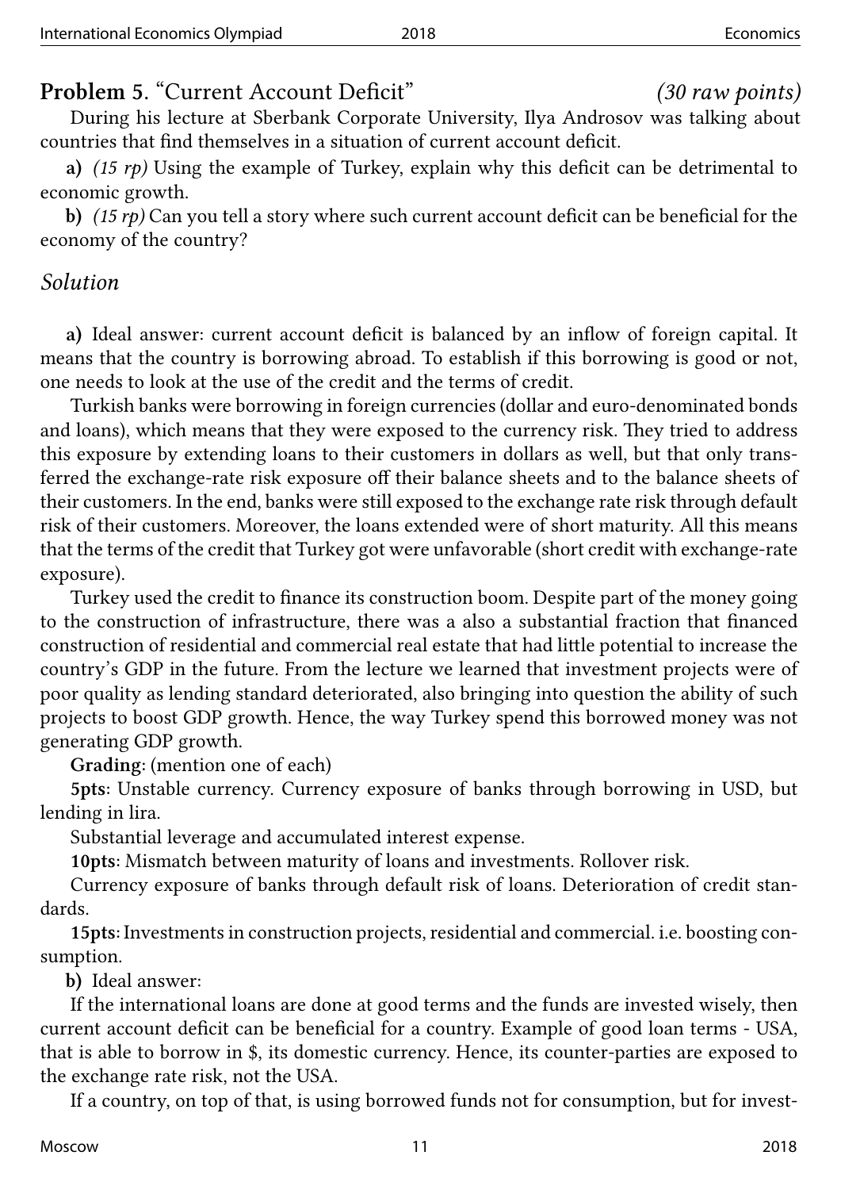## Problem 5. "Current Account Deficit" *(30 raw points)*

During his lecture at Sberbank Corporate University, Ilya Androsov was talking about countries that find themselves in a situation of current account deficit.

**a)** *(15 rp)* Using the example of Turkey, explain why this deficit can be detrimental to economic growth.

**b)** *(15 rp)* Can you tell a story where such current account deficit can be beneficial for the economy of the country?

### *Solution*

**a)** Ideal answer: current account deficit is balanced by an inflow of foreign capital. It means that the country is borrowing abroad. To establish if this borrowing is good or not, one needs to look at the use of the credit and the terms of credit.

Turkish banks were borrowing in foreign currencies (dollar and euro-denominated bonds and loans), which means that they were exposed to the currency risk. They tried to address this exposure by extending loans to their customers in dollars as well, but that only transferred the exchange-rate risk exposure off their balance sheets and to the balance sheets of their customers. In the end, banks were still exposed to the exchange rate risk through default risk of their customers. Moreover, the loans extended were of short maturity. All this means that the terms of the credit that Turkey got were unfavorable (short credit with exchange-rate exposure).

Turkey used the credit to finance its construction boom. Despite part of the money going to the construction of infrastructure, there was a also a substantial fraction that financed construction of residential and commercial real estate that had little potential to increase the country's GDP in the future. From the lecture we learned that investment projects were of poor quality as lending standard deteriorated, also bringing into question the ability of such projects to boost GDP growth. Hence, the way Turkey spend this borrowed money was not generating GDP growth.

**Grading**: (mention one of each)

**5pts**: Unstable currency. Currency exposure of banks through borrowing in USD, but lending in lira.

Substantial leverage and accumulated interest expense.

**10pts**: Mismatch between maturity of loans and investments. Rollover risk.

Currency exposure of banks through default risk of loans. Deterioration of credit standards.

**15pts**: Investments in construction projects, residential and commercial. i.e. boosting consumption.

**b)** Ideal answer:

If the international loans are done at good terms and the funds are invested wisely, then current account deficit can be beneficial for a country. Example of good loan terms - USA, that is able to borrow in $, its domestic currency. Hence, its counter-parties are exposed to the exchange rate risk, not the USA.

If a country, on top of that, is using borrowed funds not for consumption, but for invest-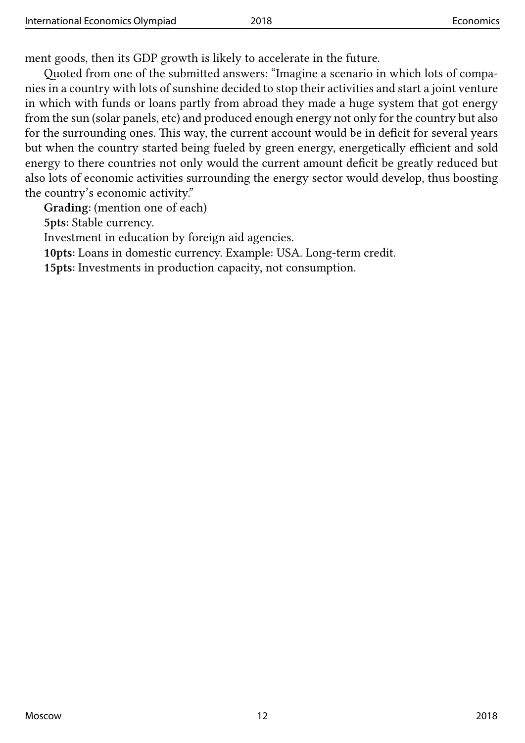ment goods, then its GDP growth is likely to accelerate in the future.

Quoted from one of the submitted answers: "Imagine a scenario in which lots of companies in a country with lots of sunshine decided to stop their activities and start a joint venture in which with funds or loans partly from abroad they made a huge system that got energy from the sun (solar panels, etc) and produced enough energy not only for the country but also for the surrounding ones. This way, the current account would be in deficit for several years but when the country started being fueled by green energy, energetically efficient and sold energy to there countries not only would the current amount deficit be greatly reduced but also lots of economic activities surrounding the energy sector would develop, thus boosting the country's economic activity."

**Grading**: (mention one of each)

**5pts**: Stable currency.

Investment in education by foreign aid agencies.

**10pts**: Loans in domestic currency. Example: USA. Long-term credit.

**15pts**: Investments in production capacity, not consumption.